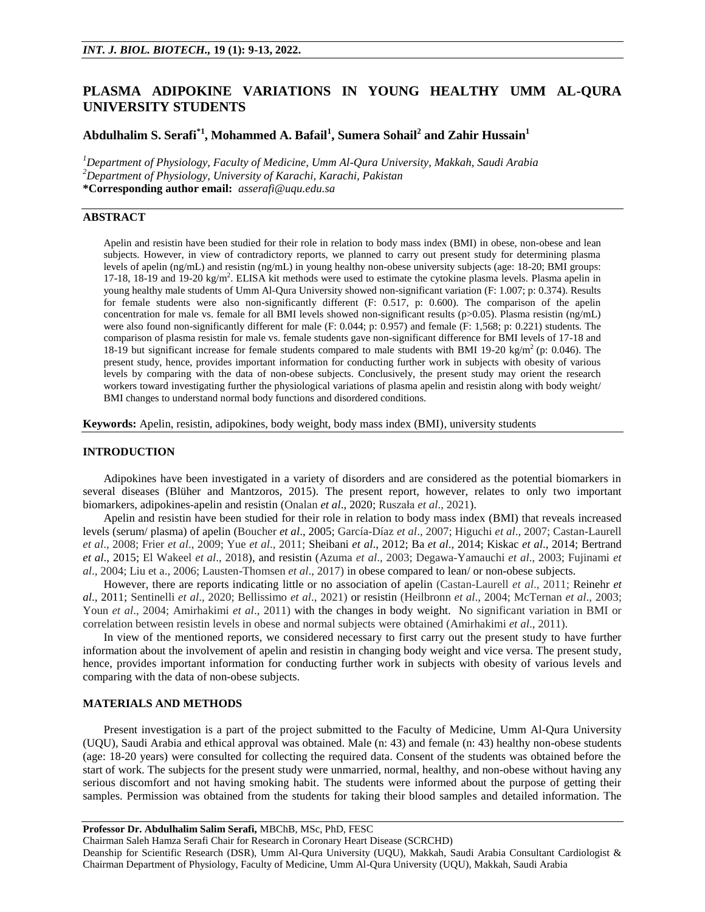# PLASMA ADIPOKINE VARIATIONS IN YOUNG HEALTHY UMM AL-QURA UNIVERSITY STUDENTS

**Abdulhalim S. Serafi[*1], Mohammed A. Bafail[1], Sumera Sohail[2] and Zahir Hussain[1]**

[1]*Department of Physiology, Faculty of Medicine, Umm Al-Qura University, Makkah, Saudi Arabia*
[2]*Department of Physiology, University of Karachi, Karachi, Pakistan*
**\*Corresponding author email:** *asserafi@uqu.edu.sa*

## ABSTRACT

Apelin and resistin have been studied for their role in relation to body mass index (BMI) in obese, non-obese and lean subjects. However, in view of contradictory reports, we planned to carry out present study for determining plasma levels of apelin (ng/mL) and resistin (ng/mL) in young healthy non-obese university subjects (age: 18-20; BMI groups: 17-18, 18-19 and 19-20 kg/m$^2$. ELISA kit methods were used to estimate the cytokine plasma levels. Plasma apelin in young healthy male students of Umm Al-Qura University showed non-significant variation (F: 1.007; p: 0.374). Results for female students were also non-significantly different (F: 0.517, p: 0.600). The comparison of the apelin concentration for male vs. female for all BMI levels showed non-significant results (p>0.05). Plasma resistin (ng/mL) were also found non-significantly different for male (F: 0.044; p: 0.957) and female (F: 1,568; p: 0.221) students. The comparison of plasma resistin for male vs. female students gave non-significant difference for BMI levels of 17-18 and 18-19 but significant increase for female students compared to male students with BMI 19-20 kg/m$^2$ (p: 0.046). The present study, hence, provides important information for conducting further work in subjects with obesity of various levels by comparing with the data of non-obese subjects. Conclusively, the present study may orient the research workers toward investigating further the physiological variations of plasma apelin and resistin along with body weight/ BMI changes to understand normal body functions and disordered conditions.

**Keywords:** Apelin, resistin, adipokines, body weight, body mass index (BMI), university students

## INTRODUCTION

Adipokines have been investigated in a variety of disorders and are considered as the potential biomarkers in several diseases (Blüher and Mantzoros, 2015). The present report, however, relates to only two important biomarkers, adipokines-apelin and resistin (Onalan *et al*., 2020; Ruszała *et al*., 2021).

Apelin and resistin have been studied for their role in relation to body mass index (BMI) that reveals increased levels (serum/ plasma) of apelin (Boucher *et al*., 2005; García-Díaz *et al*., 2007; Higuchi *et al*., 2007; Castan-Laurell *et al*., 2008; Frier *et al*., 2009; Yue *et al*., 2011; Sheibani *et al*., 2012; Ba *et al*., 2014; Kiskac *et al*., 2014; Bertrand *et al*., 2015; El Wakeel *et al*., 2018), and resistin (Azuma *et al*., 2003; Degawa-Yamauchi *et al*., 2003; Fujinami *et al*., 2004; Liu et a., 2006; Lausten-Thomsen *et al*., 2017) in obese compared to lean/ or non-obese subjects.

However, there are reports indicating little or no association of apelin (Castan-Laurell *et al*., 2011; Reinehr *et al*., 2011; Sentinelli *et al*., 2020; Bellissimo *et al*., 2021) or resistin (Heilbronn *et al*., 2004; McTernan *et al*., 2003; Youn *et al*., 2004; Amirhakimi *et al*., 2011) with the changes in body weight. No significant variation in BMI or correlation between resistin levels in obese and normal subjects were obtained (Amirhakimi *et al*., 2011).

In view of the mentioned reports, we considered necessary to first carry out the present study to have further information about the involvement of apelin and resistin in changing body weight and vice versa. The present study, hence, provides important information for conducting further work in subjects with obesity of various levels and comparing with the data of non-obese subjects.

## MATERIALS AND METHODS

Present investigation is a part of the project submitted to the Faculty of Medicine, Umm Al-Qura University (UQU), Saudi Arabia and ethical approval was obtained. Male (n: 43) and female (n: 43) healthy non-obese students (age: 18-20 years) were consulted for collecting the required data. Consent of the students was obtained before the start of work. The subjects for the present study were unmarried, normal, healthy, and non-obese without having any serious discomfort and not having smoking habit. The students were informed about the purpose of getting their samples. Permission was obtained from the students for taking their blood samples and detailed information. The

**Professor Dr. Abdulhalim Salim Serafi,** MBChB, MSc, PhD, FESC
Chairman Saleh Hamza Serafi Chair for Research in Coronary Heart Disease (SCRCHD)
Deanship for Scientific Research (DSR), Umm Al-Qura University (UQU), Makkah, Saudi Arabia Consultant Cardiologist & Chairman Department of Physiology, Faculty of Medicine, Umm Al-Qura University (UQU), Makkah, Saudi Arabia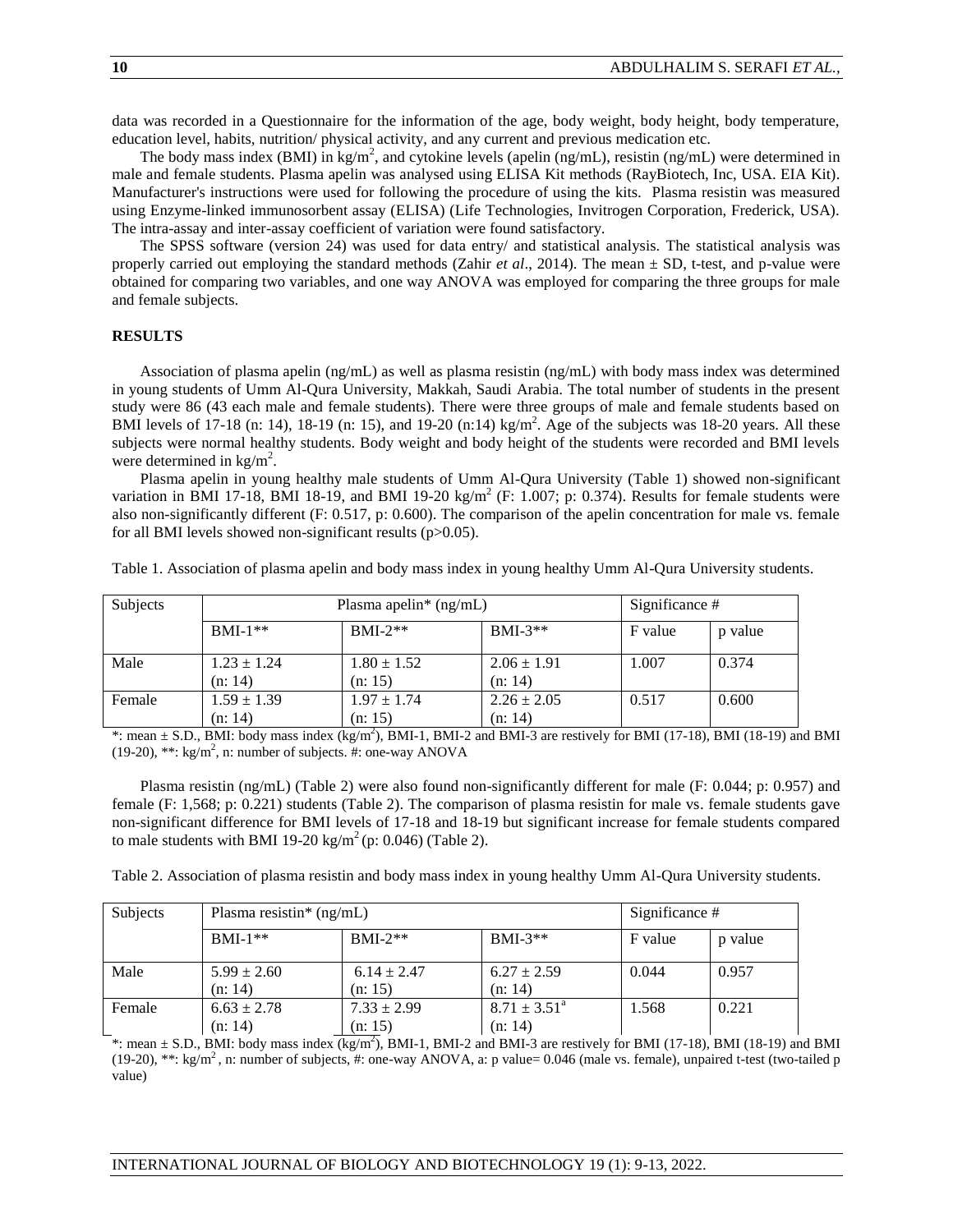data was recorded in a Questionnaire for the information of the age, body weight, body height, body temperature, education level, habits, nutrition/ physical activity, and any current and previous medication etc.

The body mass index (BMI) in $kg/m^2$, and cytokine levels (apelin (ng/mL), resistin (ng/mL) were determined in male and female students. Plasma apelin was analysed using ELISA Kit methods (RayBiotech, Inc, USA. EIA Kit). Manufacturer's instructions were used for following the procedure of using the kits. Plasma resistin was measured using Enzyme-linked immunosorbent assay (ELISA) (Life Technologies, Invitrogen Corporation, Frederick, USA). The intra-assay and inter-assay coefficient of variation were found satisfactory.

The SPSS software (version 24) was used for data entry/ and statistical analysis. The statistical analysis was properly carried out employing the standard methods (Zahir *et al*., 2014). The mean ± SD, t-test, and p-value were obtained for comparing two variables, and one way ANOVA was employed for comparing the three groups for male and female subjects.

## RESULTS

Association of plasma apelin (ng/mL) as well as plasma resistin (ng/mL) with body mass index was determined in young students of Umm Al-Qura University, Makkah, Saudi Arabia. The total number of students in the present study were 86 (43 each male and female students). There were three groups of male and female students based on BMI levels of 17-18 (n: 14), 18-19 (n: 15), and 19-20 (n:14) $kg/m^2$. Age of the subjects was 18-20 years. All these subjects were normal healthy students. Body weight and body height of the students were recorded and BMI levels were determined in $kg/m^2$.

Plasma apelin in young healthy male students of Umm Al-Qura University (Table 1) showed non-significant variation in BMI 17-18, BMI 18-19, and BMI 19-20 $kg/m^2$ (F: 1.007; p: 0.374). Results for female students were also non-significantly different (F: 0.517, p: 0.600). The comparison of the apelin concentration for male vs. female for all BMI levels showed non-significant results (p>0.05).

Table 1. Association of plasma apelin and body mass index in young healthy Umm Al-Qura University students.

| Subjects | Plasma apelin* (ng/mL) | | | Significance # | |
|---|---|---|---|---|---|
| | BMI-1** | BMI-2** | BMI-3** | F value | p value |
| Male | 1.23 ± 1.24 (n: 14) | 1.80 ± 1.52 (n: 15) | 2.06 ± 1.91 (n: 14) | 1.007 | 0.374 |
| Female | 1.59 ± 1.39 (n: 14) | 1.97 ± 1.74 (n: 15) | 2.26 ± 2.05 (n: 14) | 0.517 | 0.600 |

*: mean ± S.D., BMI: body mass index ($kg/m^2$), BMI-1, BMI-2 and BMI-3 are restively for BMI (17-18), BMI (18-19) and BMI (19-20), **: $kg/m^2$, n: number of subjects. #: one-way ANOVA

Plasma resistin (ng/mL) (Table 2) were also found non-significantly different for male (F: 0.044; p: 0.957) and female (F: 1,568; p: 0.221) students (Table 2). The comparison of plasma resistin for male vs. female students gave non-significant difference for BMI levels of 17-18 and 18-19 but significant increase for female students compared to male students with BMI 19-20 $kg/m^2$ (p: 0.046) (Table 2).

Table 2. Association of plasma resistin and body mass index in young healthy Umm Al-Qura University students.

| Subjects | Plasma resistin* (ng/mL) | | | Significance # | |
|---|---|---|---|---|---|
| | BMI-1** | BMI-2** | BMI-3** | F value | p value |
| Male | 5.99 ± 2.60 (n: 14) | 6.14 ± 2.47 (n: 15) | 6.27 ± 2.59 (n: 14) | 0.044 | 0.957 |
| Female | 6.63 ± 2.78 (n: 14) | 7.33 ± 2.99 (n: 15) | 8.71 ± 3.51[a] (n: 14) | 1.568 | 0.221 |

*: mean ± S.D., BMI: body mass index ($kg/m^2$), BMI-1, BMI-2 and BMI-3 are restively for BMI (17-18), BMI (18-19) and BMI (19-20), **: $kg/m^2$, n: number of subjects, #: one-way ANOVA, a: p value= 0.046 (male vs. female), unpaired t-test (two-tailed p value)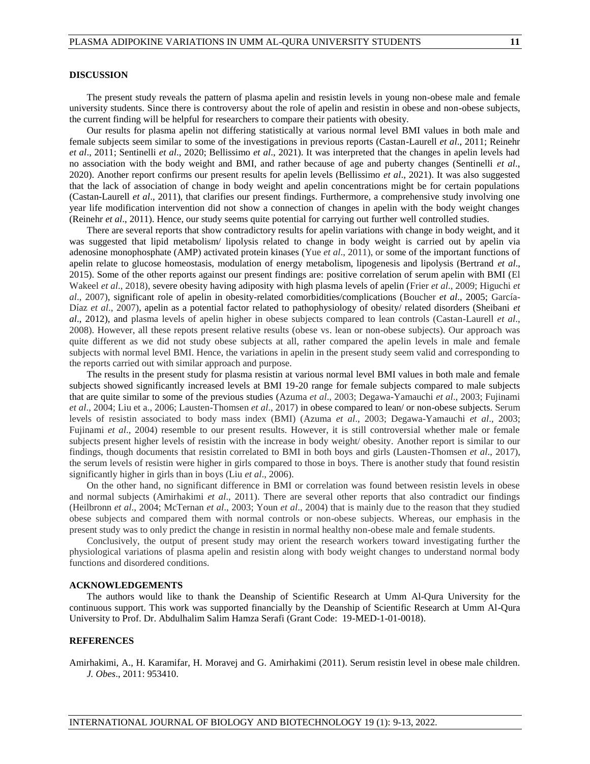## DISCUSSION

The present study reveals the pattern of plasma apelin and resistin levels in young non-obese male and female university students. Since there is controversy about the role of apelin and resistin in obese and non-obese subjects, the current finding will be helpful for researchers to compare their patients with obesity.

Our results for plasma apelin not differing statistically at various normal level BMI values in both male and female subjects seem similar to some of the investigations in previous reports (Castan-Laurell *et al*., 2011; Reinehr *et al*., 2011; Sentinelli *et al*., 2020; Bellissimo *et al*., 2021). It was interpreted that the changes in apelin levels had no association with the body weight and BMI, and rather because of age and puberty changes (Sentinelli *et al*., 2020). Another report confirms our present results for apelin levels (Bellissimo *et al*., 2021). It was also suggested that the lack of association of change in body weight and apelin concentrations might be for certain populations (Castan-Laurell *et al*., 2011), that clarifies our present findings. Furthermore, a comprehensive study involving one year life modification intervention did not show a connection of changes in apelin with the body weight changes (Reinehr *et al*., 2011). Hence, our study seems quite potential for carrying out further well controlled studies.

There are several reports that show contradictory results for apelin variations with change in body weight, and it was suggested that lipid metabolism/ lipolysis related to change in body weight is carried out by apelin via adenosine monophosphate (AMP) activated protein kinases (Yue *et al*., 2011), or some of the important functions of apelin relate to glucose homeostasis, modulation of energy metabolism, lipogenesis and lipolysis (Bertrand *et al*., 2015). Some of the other reports against our present findings are: positive correlation of serum apelin with BMI (El Wakeel *et al*., 2018), severe obesity having adiposity with high plasma levels of apelin (Frier *et al*., 2009; Higuchi *et al*., 2007), significant role of apelin in obesity-related comorbidities/complications (Boucher *et al*., 2005; García-Díaz *et al*., 2007), apelin as a potential factor related to pathophysiology of obesity/ related disorders (Sheibani *et al*., 2012), and plasma levels of apelin higher in obese subjects compared to lean controls (Castan-Laurell *et al*., 2008). However, all these repots present relative results (obese vs. lean or non-obese subjects). Our approach was quite different as we did not study obese subjects at all, rather compared the apelin levels in male and female subjects with normal level BMI. Hence, the variations in apelin in the present study seem valid and corresponding to the reports carried out with similar approach and purpose.

The results in the present study for plasma resistin at various normal level BMI values in both male and female subjects showed significantly increased levels at BMI 19-20 range for female subjects compared to male subjects that are quite similar to some of the previous studies (Azuma *et al*., 2003; Degawa-Yamauchi *et al*., 2003; Fujinami *et al*., 2004; Liu et a., 2006; Lausten-Thomsen *et al*., 2017) in obese compared to lean/ or non-obese subjects. Serum levels of resistin associated to body mass index (BMI) (Azuma *et al*., 2003; Degawa-Yamauchi *et al*., 2003; Fujinami *et al*., 2004) resemble to our present results. However, it is still controversial whether male or female subjects present higher levels of resistin with the increase in body weight/ obesity. Another report is similar to our findings, though documents that resistin correlated to BMI in both boys and girls (Lausten-Thomsen *et al*., 2017), the serum levels of resistin were higher in girls compared to those in boys. There is another study that found resistin significantly higher in girls than in boys (Liu *et al*., 2006).

On the other hand, no significant difference in BMI or correlation was found between resistin levels in obese and normal subjects (Amirhakimi *et al*., 2011). There are several other reports that also contradict our findings (Heilbronn *et al*., 2004; McTernan *et al*., 2003; Youn *et al*., 2004) that is mainly due to the reason that they studied obese subjects and compared them with normal controls or non-obese subjects. Whereas, our emphasis in the present study was to only predict the change in resistin in normal healthy non-obese male and female students.

Conclusively, the output of present study may orient the research workers toward investigating further the physiological variations of plasma apelin and resistin along with body weight changes to understand normal body functions and disordered conditions.

## ACKNOWLEDGEMENTS

The authors would like to thank the Deanship of Scientific Research at Umm Al-Qura University for the continuous support. This work was supported financially by the Deanship of Scientific Research at Umm Al-Qura University to Prof. Dr. Abdulhalim Salim Hamza Serafi (Grant Code: 19-MED-1-01-0018).

## REFERENCES

Amirhakimi, A., H. Karamifar, H. Moravej and G. Amirhakimi (2011). Serum resistin level in obese male children. *J. Obes*., 2011: 953410.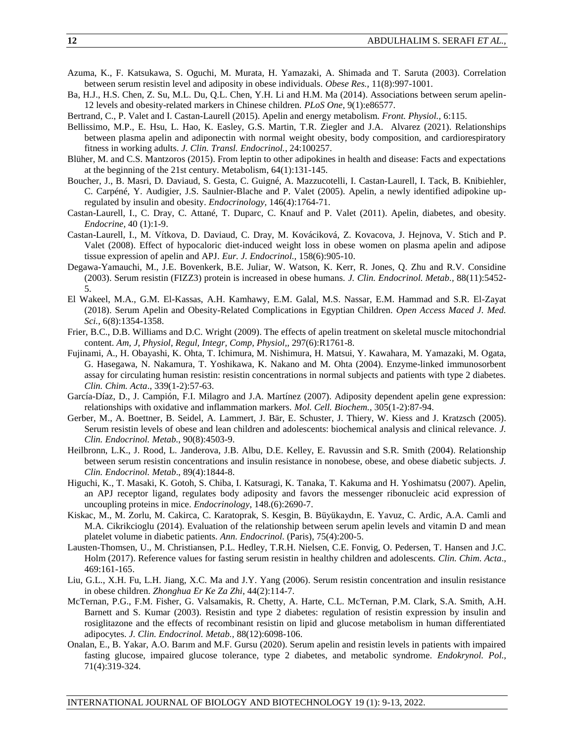Azuma, K., F. Katsukawa, S. Oguchi, M. Murata, H. Yamazaki, A. Shimada and T. Saruta (2003). Correlation between serum resistin level and adiposity in obese individuals. *Obese Res.,* 11(8):997-1001.

Ba, H.J., H.S. Chen, Z. Su, M.L. Du, Q.L. Chen, Y.H. Li and H.M. Ma (2014). Associations between serum apelin-12 levels and obesity-related markers in Chinese children. *PLoS One*, 9(1):e86577.

Bertrand, C., P. Valet and I. Castan-Laurell (2015). Apelin and energy metabolism. *Front. Physiol.,* 6:115.

Bellissimo, M.P., E. Hsu, L. Hao, K. Easley, G.S. Martin, T.R. Ziegler and J.A. Alvarez (2021). Relationships between plasma apelin and adiponectin with normal weight obesity, body composition, and cardiorespiratory fitness in working adults. *J. Clin. Transl. Endocrinol.*, 24:100257.

Blüher, M. and C.S. Mantzoros (2015). From leptin to other adipokines in health and disease: Facts and expectations at the beginning of the 21st century. Metabolism, 64(1):131-145.

Boucher, J., B. Masri, D. Daviaud, S. Gesta, C. Guigné, A. Mazzucotelli, I. Castan-Laurell, I. Tack, B. Knibiehler, C. Carpéné, Y. Audigier, J.S. Saulnier-Blache and P. Valet (2005). Apelin, a newly identified adipokine up-regulated by insulin and obesity. *Endocrinology,* 146(4):1764-71.

Castan-Laurell, I., C. Dray, C. Attané, T. Duparc, C. Knauf and P. Valet (2011). Apelin, diabetes, and obesity. *Endocrine,* 40 (1):1-9.

Castan-Laurell, I., M. Vítkova, D. Daviaud, C. Dray, M. Kováciková, Z. Kovacova, J. Hejnova, V. Stich and P. Valet (2008). Effect of hypocaloric diet-induced weight loss in obese women on plasma apelin and adipose tissue expression of apelin and APJ. *Eur. J. Endocrinol.,* 158(6):905-10.

Degawa-Yamauchi, M., J.E. Bovenkerk, B.E. Juliar, W. Watson, K. Kerr, R. Jones, Q. Zhu and R.V. Considine (2003). Serum resistin (FIZZ3) protein is increased in obese humans. *J. Clin. Endocrinol. Metab.,* 88(11):5452-5.

El Wakeel, M.A., G.M. El-Kassas, A.H. Kamhawy, E.M. Galal, M.S. Nassar, E.M. Hammad and S.R. El-Zayat (2018). Serum Apelin and Obesity-Related Complications in Egyptian Children. *Open Access Maced J. Med. Sci.,* 6(8):1354-1358.

Frier, B.C., D.B. Williams and D.C. Wright (2009). The effects of apelin treatment on skeletal muscle mitochondrial content. *Am, J, Physiol, Regul, Integr, Comp, Physiol,,* 297(6):R1761-8.

Fujinami, A., H. Obayashi, K. Ohta, T. Ichimura, M. Nishimura, H. Matsui, Y. Kawahara, M. Yamazaki, M. Ogata, G. Hasegawa, N. Nakamura, T. Yoshikawa, K. Nakano and M. Ohta (2004). Enzyme-linked immunosorbent assay for circulating human resistin: resistin concentrations in normal subjects and patients with type 2 diabetes. *Clin. Chim. Acta*., 339(1-2):57-63.

García-Díaz, D., J. Campión, F.I. Milagro and J.A. Martínez (2007). Adiposity dependent apelin gene expression: relationships with oxidative and inflammation markers. *Mol. Cell. Biochem.,* 305(1-2):87-94.

Gerber, M., A. Boettner, B. Seidel, A. Lammert, J. Bär, E. Schuster, J. Thiery, W. Kiess and J. Kratzsch (2005). Serum resistin levels of obese and lean children and adolescents: biochemical analysis and clinical relevance. *J. Clin. Endocrinol. Metab*., 90(8):4503-9.

Heilbronn, L.K., J. Rood, L. Janderova, J.B. Albu, D.E. Kelley, E. Ravussin and S.R. Smith (2004). Relationship between serum resistin concentrations and insulin resistance in nonobese, obese, and obese diabetic subjects. *J. Clin. Endocrinol. Metab*., 89(4):1844-8.

Higuchi, K., T. Masaki, K. Gotoh, S. Chiba, I. Katsuragi, K. Tanaka, T. Kakuma and H. Yoshimatsu (2007). Apelin, an APJ receptor ligand, regulates body adiposity and favors the messenger ribonucleic acid expression of uncoupling proteins in mice. *Endocrinology*, 148.(6):2690-7.

Kiskac, M., M. Zorlu, M. Cakirca, C. Karatoprak, S. Kesgin, B. Büyükaydın, E. Yavuz, C. Ardic, A.A. Camli and M.A. Cikrikcioglu (2014). Evaluation of the relationship between serum apelin levels and vitamin D and mean platelet volume in diabetic patients. *Ann. Endocrinol.* (Paris), 75(4):200-5.

Lausten-Thomsen, U., M. Christiansen, P.L. Hedley, T.R.H. Nielsen, C.E. Fonvig, O. Pedersen, T. Hansen and J.C. Holm (2017). Reference values for fasting serum resistin in healthy children and adolescents. *Clin. Chim. Acta*., 469:161-165.

Liu, G.L., X.H. Fu, L.H. Jiang, X.C. Ma and J.Y. Yang (2006). Serum resistin concentration and insulin resistance in obese children. *Zhonghua Er Ke Za Zhi*, 44(2):114-7.

McTernan, P.G., F.M. Fisher, G. Valsamakis, R. Chetty, A. Harte, C.L. McTernan, P.M. Clark, S.A. Smith, A.H. Barnett and S. Kumar (2003). Resistin and type 2 diabetes: regulation of resistin expression by insulin and rosiglitazone and the effects of recombinant resistin on lipid and glucose metabolism in human differentiated adipocytes. *J. Clin. Endocrinol. Metab.,* 88(12):6098-106.

Onalan, E., B. Yakar, A.O. Barım and M.F. Gursu (2020). Serum apelin and resistin levels in patients with impaired fasting glucose, impaired glucose tolerance, type 2 diabetes, and metabolic syndrome. *Endokrynol. Pol.,* 71(4):319-324.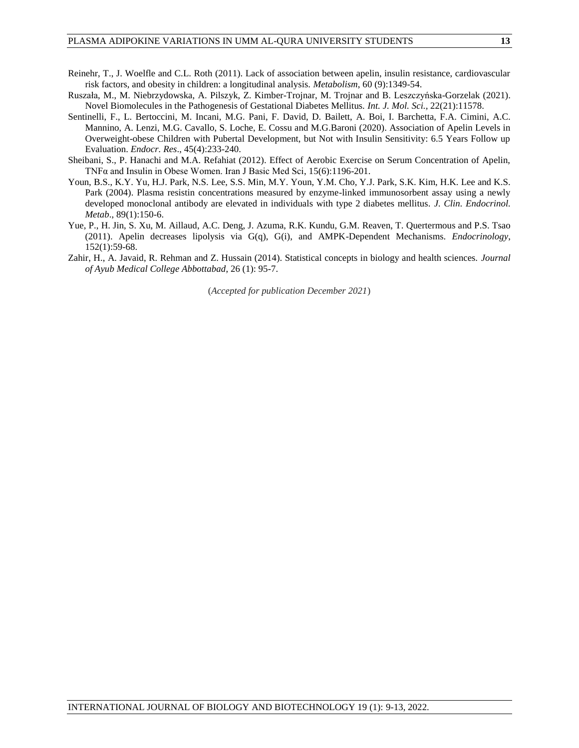Reinehr, T., J. Woelfle and C.L. Roth (2011). Lack of association between apelin, insulin resistance, cardiovascular risk factors, and obesity in children: a longitudinal analysis. *Metabolism*, 60 (9):1349-54.

Ruszała, M., M. Niebrzydowska, A. Pilszyk, Z. Kimber-Trojnar, M. Trojnar and B. Leszczyńska-Gorzelak (2021). Novel Biomolecules in the Pathogenesis of Gestational Diabetes Mellitus. *Int. J. Mol. Sci.*, 22(21):11578.

Sentinelli, F., L. Bertoccini, M. Incani, M.G. Pani, F. David, D. Bailett, A. Boi, I. Barchetta, F.A. Cimini, A.C. Mannino, A. Lenzi, M.G. Cavallo, S. Loche, E. Cossu and M.G.Baroni (2020). Association of Apelin Levels in Overweight-obese Children with Pubertal Development, but Not with Insulin Sensitivity: 6.5 Years Follow up Evaluation. *Endocr. Res*., 45(4):233-240.

Sheibani, S., P. Hanachi and M.A. Refahiat (2012). Effect of Aerobic Exercise on Serum Concentration of Apelin, TNFα and Insulin in Obese Women. Iran J Basic Med Sci, 15(6):1196-201.

Youn, B.S., K.Y. Yu, H.J. Park, N.S. Lee, S.S. Min, M.Y. Youn, Y.M. Cho, Y.J. Park, S.K. Kim, H.K. Lee and K.S. Park (2004). Plasma resistin concentrations measured by enzyme-linked immunosorbent assay using a newly developed monoclonal antibody are elevated in individuals with type 2 diabetes mellitus. *J. Clin. Endocrinol. Metab*., 89(1):150-6.

Yue, P., H. Jin, S. Xu, M. Aillaud, A.C. Deng, J. Azuma, R.K. Kundu, G.M. Reaven, T. Quertermous and P.S. Tsao (2011). Apelin decreases lipolysis via G(q), G(i), and AMPK-Dependent Mechanisms. *Endocrinology*, 152(1):59-68.

Zahir, H., A. Javaid, R. Rehman and Z. Hussain (2014). Statistical concepts in biology and health sciences. *Journal of Ayub Medical College Abbottabad*, 26 (1): 95-7.

(*Accepted for publication December 2021*)